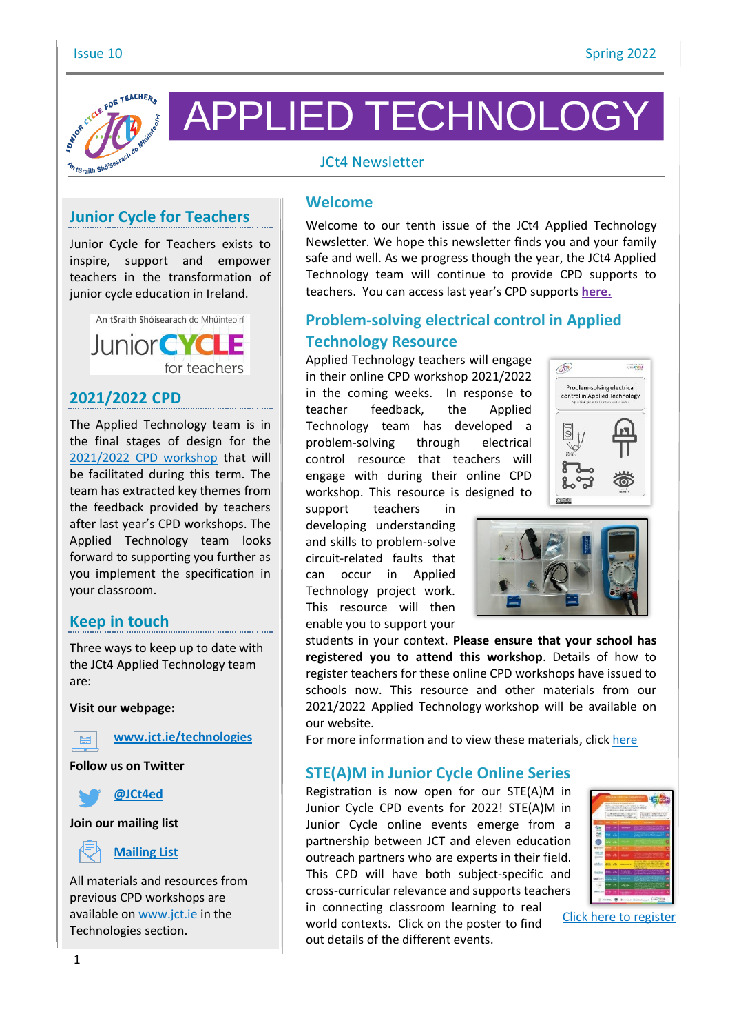# APPLIED TECHNOLOGY

JCt4 Newsletter

## Junior Cycle for Teachers

Junior Cycle for Teachers exists to inspire, support and empower teachers in the transformation of junior cycle education in Ireland.

An tSraith Shóisearach do Mhúinteoirí
Junior CYCLE for teachers

## 2021/2022 CPD

The Applied Technology team is in the final stages of design for the 2021/2022 CPD workshop that will be facilitated during this term. The team has extracted key themes from the feedback provided by teachers after last year's CPD workshops. The Applied Technology team looks forward to supporting you further as you implement the specification in your classroom.

## Keep in touch

Three ways to keep up to date with the JCt4 Applied Technology team are:

**Visit our webpage:**

www.jct.ie/technologies

**Follow us on Twitter**

@JCt4ed

**Join our mailing list**

Mailing List

All materials and resources from previous CPD workshops are available on www.jct.ie in the Technologies section.

## Welcome

Welcome to our tenth issue of the JCt4 Applied Technology Newsletter. We hope this newsletter finds you and your family safe and well. As we progress though the year, the JCt4 Applied Technology team will continue to provide CPD supports to teachers. You can access last year's CPD supports **here.**

## Problem-solving electrical control in Applied Technology Resource

Applied Technology teachers will engage in their online CPD workshop 2021/2022 in the coming weeks. In response to teacher feedback, the Applied Technology team has developed a problem-solving through electrical control resource that teachers will engage with during their online CPD workshop. This resource is designed to support teachers in developing understanding and skills to problem-solve circuit-related faults that can occur in Applied Technology project work. This resource will then enable you to support your students in your context. **Please ensure that your school has registered you to attend this workshop**. Details of how to register teachers for these online CPD workshops have issued to schools now. This resource and other materials from our 2021/2022 Applied Technology workshop will be available on our website.

For more information and to view these materials, click here

## STE(A)M in Junior Cycle Online Series

Registration is now open for our STE(A)M in Junior Cycle CPD events for 2022! STE(A)M in Junior Cycle online events emerge from a partnership between JCT and eleven education outreach partners who are experts in their field. This CPD will have both subject-specific and cross-curricular relevance and supports teachers in connecting classroom learning to real world contexts. Click on the poster to find out details of the different events.

Click here to register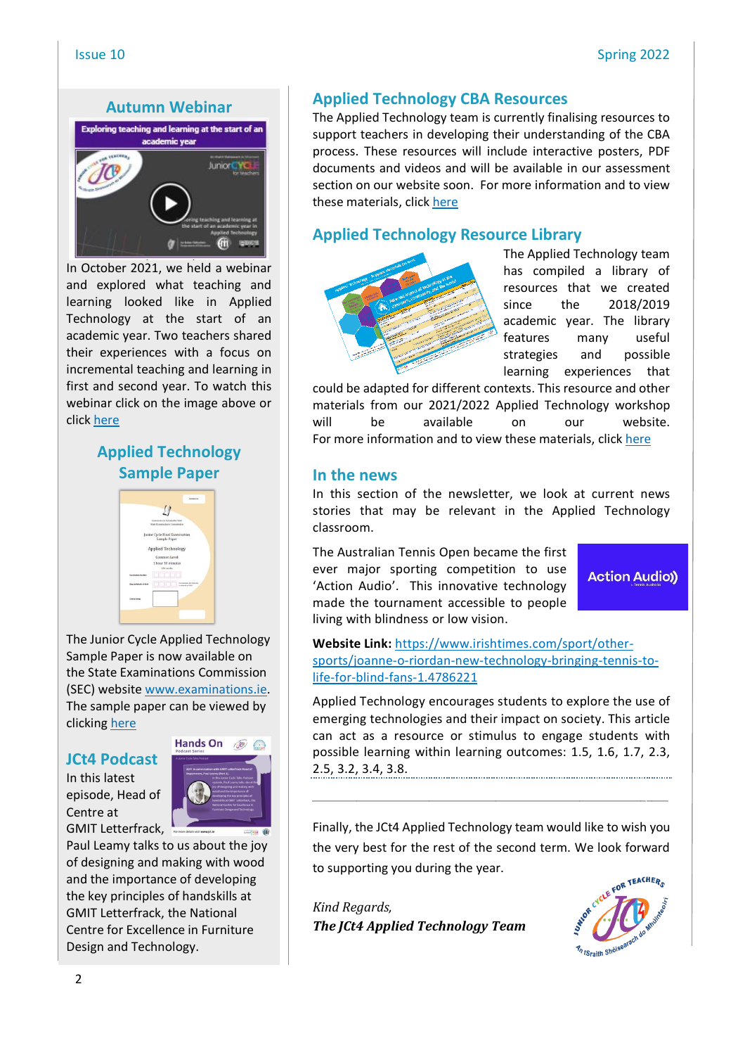## Autumn Webinar

In October 2021, we held a webinar and explored what teaching and learning looked like in Applied Technology at the start of an academic year. Two teachers shared their experiences with a focus on incremental teaching and learning in first and second year. To watch this webinar click on the image above or click here

## Applied Technology Sample Paper

The Junior Cycle Applied Technology Sample Paper is now available on the State Examinations Commission (SEC) website www.examinations.ie. The sample paper can be viewed by clicking here

## JCt4 Podcast

In this latest episode, Head of Centre at GMIT Letterfrack, Paul Leamy talks to us about the joy of designing and making with wood and the importance of developing the key principles of handskills at GMIT Letterfrack, the National Centre for Excellence in Furniture Design and Technology.

## Applied Technology CBA Resources

The Applied Technology team is currently finalising resources to support teachers in developing their understanding of the CBA process. These resources will include interactive posters, PDF documents and videos and will be available in our assessment section on our website soon. For more information and to view these materials, click here

## Applied Technology Resource Library

The Applied Technology team has compiled a library of resources that we created since the 2018/2019 academic year. The library features many useful strategies and possible learning experiences that could be adapted for different contexts. This resource and other materials from our 2021/2022 Applied Technology workshop will be available on our website. For more information and to view these materials, click here

## In the news

In this section of the newsletter, we look at current news stories that may be relevant in the Applied Technology classroom.

The Australian Tennis Open became the first ever major sporting competition to use 'Action Audio'. This innovative technology made the tournament accessible to people living with blindness or low vision.

**Website Link:** https://www.irishtimes.com/sport/other-sports/joanne-o-riordan-new-technology-bringing-tennis-to-life-for-blind-fans-1.4786221

Applied Technology encourages students to explore the use of emerging technologies and their impact on society. This article can act as a resource or stimulus to engage students with possible learning within learning outcomes: 1.5, 1.6, 1.7, 2.3, 2.5, 3.2, 3.4, 3.8.

Finally, the JCt4 Applied Technology team would like to wish you the very best for the rest of the second term. We look forward to supporting you during the year.

*Kind Regards,*

***The JCt4 Applied Technology Team***